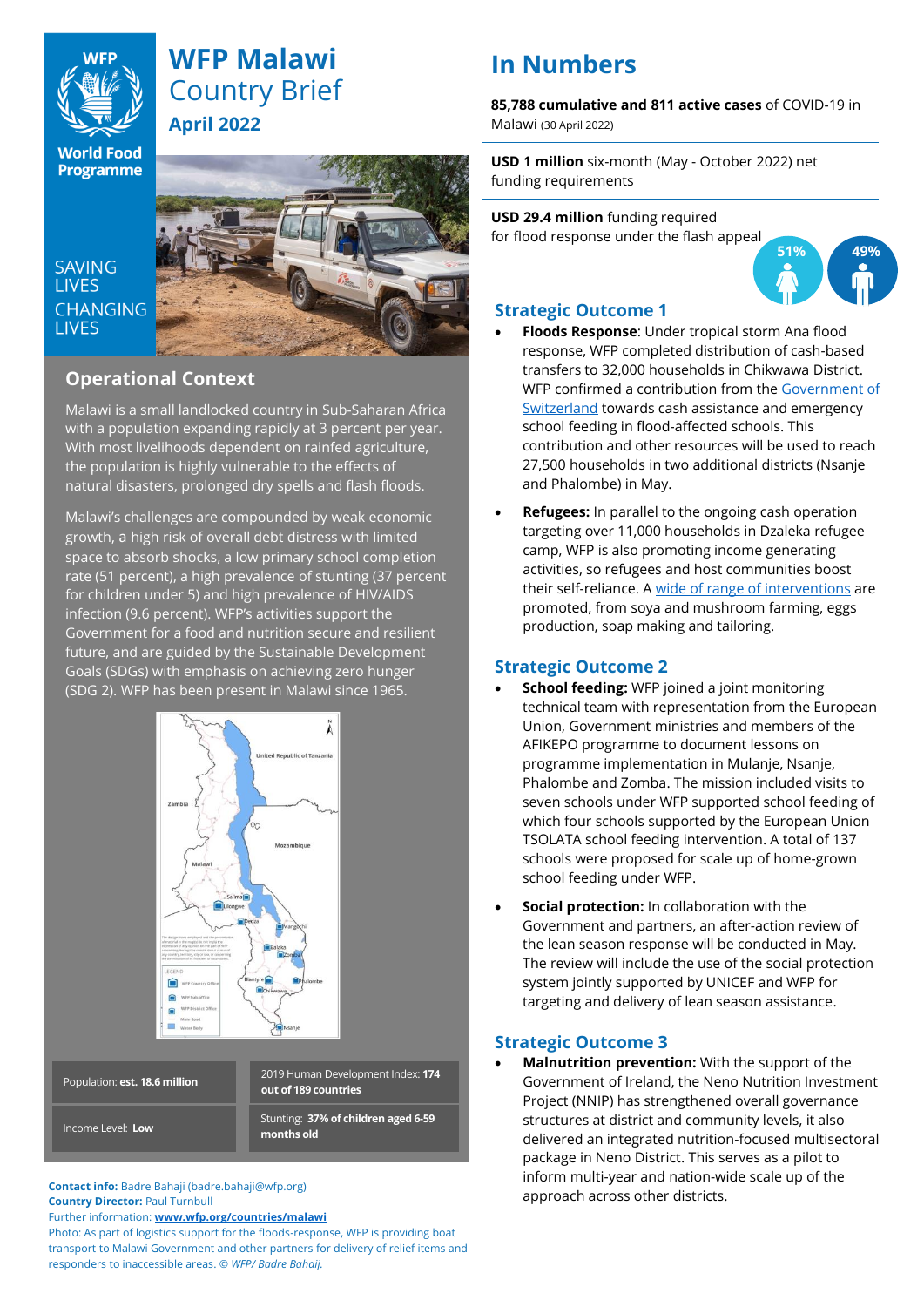# WFP Malawi Country Brief

**April 2022**

SAVING LIVES CHANGING LIVES

## Operational Context

Malawi is a small landlocked country in Sub-Saharan Africa with a population expanding rapidly at 3 percent per year. With most livelihoods dependent on rainfed agriculture, the population is highly vulnerable to the effects of natural disasters, prolonged dry spells and flash floods.

Malawi's challenges are compounded by weak economic growth, a high risk of overall debt distress with limited space to absorb shocks, a low primary school completion rate (51 percent), a high prevalence of stunting (37 percent for children under 5) and high prevalence of HIV/AIDS infection (9.6 percent). WFP's activities support the Government for a food and nutrition secure and resilient future, and are guided by the Sustainable Development Goals (SDGs) with emphasis on achieving zero hunger (SDG 2). WFP has been present in Malawi since 1965.

| | |
|---|---|
| Population: **est. 18.6 million** | 2019 Human Development Index: **174 out of 189 countries** |
| Income Level: **Low** | Stunting: **37% of children aged 6-59 months old** |

**Contact info:** Badre Bahaji (badre.bahaji@wfp.org)
**Country Director:** Paul Turnbull
Further information: **www.wfp.org/countries/malawi**
Photo: As part of logistics support for the floods-response, WFP is providing boat transport to Malawi Government and other partners for delivery of relief items and responders to inaccessible areas. © *WFP/ Badre Bahaij.*

## In Numbers

**85,788 cumulative and 811 active cases** of COVID-19 in Malawi (30 April 2022)

**USD 1 million** six-month (May - October 2022) net funding requirements

**USD 29.4 million** funding required for flood response under the flash appeal

51% 49%

### Strategic Outcome 1

- **Floods Response**: Under tropical storm Ana flood response, WFP completed distribution of cash-based transfers to 32,000 households in Chikwawa District. WFP confirmed a contribution from the Government of Switzerland towards cash assistance and emergency school feeding in flood-affected schools. This contribution and other resources will be used to reach 27,500 households in two additional districts (Nsanje and Phalombe) in May.
- **Refugees:** In parallel to the ongoing cash operation targeting over 11,000 households in Dzaleka refugee camp, WFP is also promoting income generating activities, so refugees and host communities boost their self-reliance. A wide of range of interventions are promoted, from soya and mushroom farming, eggs production, soap making and tailoring.

### Strategic Outcome 2

- **School feeding:** WFP joined a joint monitoring technical team with representation from the European Union, Government ministries and members of the AFIKEPO programme to document lessons on programme implementation in Mulanje, Nsanje, Phalombe and Zomba. The mission included visits to seven schools under WFP supported school feeding of which four schools supported by the European Union TSOLATA school feeding intervention. A total of 137 schools were proposed for scale up of home-grown school feeding under WFP.
- **Social protection:** In collaboration with the Government and partners, an after-action review of the lean season response will be conducted in May. The review will include the use of the social protection system jointly supported by UNICEF and WFP for targeting and delivery of lean season assistance.

### Strategic Outcome 3

- **Malnutrition prevention:** With the support of the Government of Ireland, the Neno Nutrition Investment Project (NNIP) has strengthened overall governance structures at district and community levels, it also delivered an integrated nutrition-focused multisectoral package in Neno District. This serves as a pilot to inform multi-year and nation-wide scale up of the approach across other districts.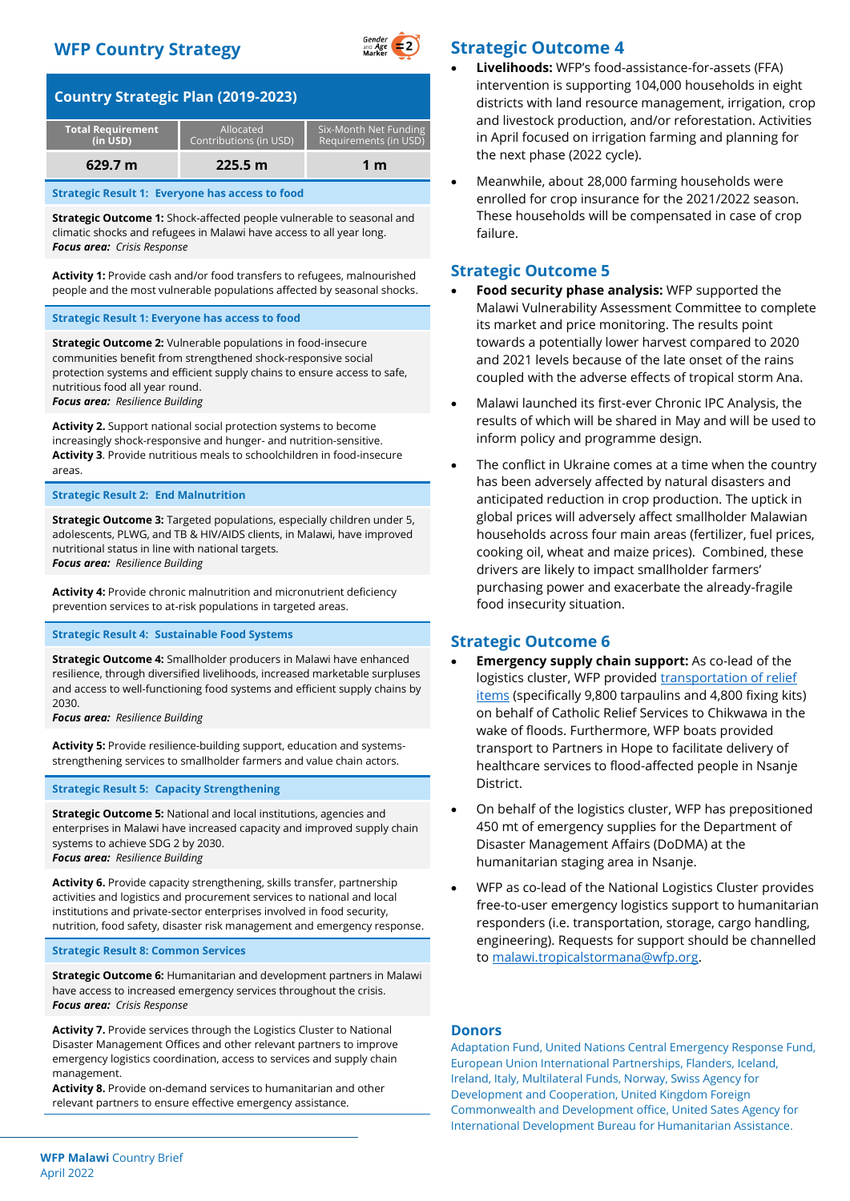## WFP Country Strategy

Gender and Age Marker 2

### Country Strategic Plan (2019-2023)

| Total Requirement (in USD) | Allocated Contributions (in USD) | Six-Month Net Funding Requirements (in USD) |
|---|---|---|
| 629.7 m | 225.5 m | 1 m |

**Strategic Result 1: Everyone has access to food**

**Strategic Outcome 1:** Shock-affected people vulnerable to seasonal and climatic shocks and refugees in Malawi have access to all year long.
***Focus area:*** *Crisis Response*

**Activity 1:** Provide cash and/or food transfers to refugees, malnourished people and the most vulnerable populations affected by seasonal shocks.

**Strategic Result 1: Everyone has access to food**

**Strategic Outcome 2:** Vulnerable populations in food-insecure communities benefit from strengthened shock-responsive social protection systems and efficient supply chains to ensure access to safe, nutritious food all year round.
***Focus area:*** *Resilience Building*

**Activity 2.** Support national social protection systems to become increasingly shock-responsive and hunger- and nutrition-sensitive.
**Activity 3**. Provide nutritious meals to schoolchildren in food-insecure areas.

**Strategic Result 2: End Malnutrition**

**Strategic Outcome 3:** Targeted populations, especially children under 5, adolescents, PLWG, and TB & HIV/AIDS clients, in Malawi, have improved nutritional status in line with national targets.
***Focus area:*** *Resilience Building*

**Activity 4:** Provide chronic malnutrition and micronutrient deficiency prevention services to at-risk populations in targeted areas.

**Strategic Result 4: Sustainable Food Systems**

**Strategic Outcome 4:** Smallholder producers in Malawi have enhanced resilience, through diversified livelihoods, increased marketable surpluses and access to well-functioning food systems and efficient supply chains by 2030.
***Focus area:*** *Resilience Building*

**Activity 5:** Provide resilience-building support, education and systems-strengthening services to smallholder farmers and value chain actors.

**Strategic Result 5: Capacity Strengthening**

**Strategic Outcome 5:** National and local institutions, agencies and enterprises in Malawi have increased capacity and improved supply chain systems to achieve SDG 2 by 2030.
***Focus area:*** *Resilience Building*

**Activity 6.** Provide capacity strengthening, skills transfer, partnership activities and logistics and procurement services to national and local institutions and private-sector enterprises involved in food security, nutrition, food safety, disaster risk management and emergency response.

**Strategic Result 8: Common Services**

**Strategic Outcome 6:** Humanitarian and development partners in Malawi have access to increased emergency services throughout the crisis.
***Focus area:*** *Crisis Response*

**Activity 7.** Provide services through the Logistics Cluster to National Disaster Management Offices and other relevant partners to improve emergency logistics coordination, access to services and supply chain management.
**Activity 8.** Provide on-demand services to humanitarian and other relevant partners to ensure effective emergency assistance.

## Strategic Outcome 4

- **Livelihoods:** WFP's food-assistance-for-assets (FFA) intervention is supporting 104,000 households in eight districts with land resource management, irrigation, crop and livestock production, and/or reforestation. Activities in April focused on irrigation farming and planning for the next phase (2022 cycle).
- Meanwhile, about 28,000 farming households were enrolled for crop insurance for the 2021/2022 season. These households will be compensated in case of crop failure.

## Strategic Outcome 5

- **Food security phase analysis:** WFP supported the Malawi Vulnerability Assessment Committee to complete its market and price monitoring. The results point towards a potentially lower harvest compared to 2020 and 2021 levels because of the late onset of the rains coupled with the adverse effects of tropical storm Ana.
- Malawi launched its first-ever Chronic IPC Analysis, the results of which will be shared in May and will be used to inform policy and programme design.
- The conflict in Ukraine comes at a time when the country has been adversely affected by natural disasters and anticipated reduction in crop production. The uptick in global prices will adversely affect smallholder Malawian households across four main areas (fertilizer, fuel prices, cooking oil, wheat and maize prices). Combined, these drivers are likely to impact smallholder farmers' purchasing power and exacerbate the already-fragile food insecurity situation.

## Strategic Outcome 6

- **Emergency supply chain support:** As co-lead of the logistics cluster, WFP provided transportation of relief items (specifically 9,800 tarpaulins and 4,800 fixing kits) on behalf of Catholic Relief Services to Chikwawa in the wake of floods. Furthermore, WFP boats provided transport to Partners in Hope to facilitate delivery of healthcare services to flood-affected people in Nsanje District.
- On behalf of the logistics cluster, WFP has prepositioned 450 mt of emergency supplies for the Department of Disaster Management Affairs (DoDMA) at the humanitarian staging area in Nsanje.
- WFP as co-lead of the National Logistics Cluster provides free-to-user emergency logistics support to humanitarian responders (i.e. transportation, storage, cargo handling, engineering). Requests for support should be channelled to malawi.tropicalstormana@wfp.org.

## Donors

Adaptation Fund, United Nations Central Emergency Response Fund, European Union International Partnerships, Flanders, Iceland, Ireland, Italy, Multilateral Funds, Norway, Swiss Agency for Development and Cooperation, United Kingdom Foreign Commonwealth and Development office, United Sates Agency for International Development Bureau for Humanitarian Assistance.